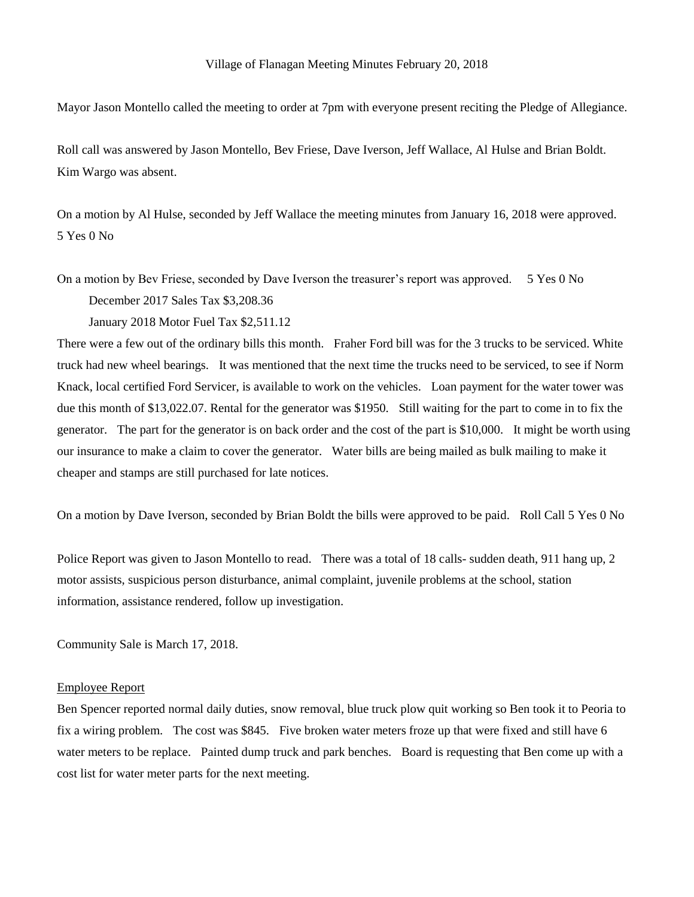Village of Flanagan Meeting Minutes February 20, 2018

Mayor Jason Montello called the meeting to order at 7pm with everyone present reciting the Pledge of Allegiance.

Roll call was answered by Jason Montello, Bev Friese, Dave Iverson, Jeff Wallace, Al Hulse and Brian Boldt. Kim Wargo was absent.

On a motion by Al Hulse, seconded by Jeff Wallace the meeting minutes from January 16, 2018 were approved. 5 Yes 0 No

On a motion by Bev Friese, seconded by Dave Iverson the treasurer's report was approved. 5 Yes 0 No

December 2017 Sales Tax $3,208.36

January 2018 Motor Fuel Tax $2,511.12

There were a few out of the ordinary bills this month. Fraher Ford bill was for the 3 trucks to be serviced. White truck had new wheel bearings. It was mentioned that the next time the trucks need to be serviced, to see if Norm Knack, local certified Ford Servicer, is available to work on the vehicles. Loan payment for the water tower was due this month of $13,022.07. Rental for the generator was $1950. Still waiting for the part to come in to fix the generator. The part for the generator is on back order and the cost of the part is $10,000. It might be worth using our insurance to make a claim to cover the generator. Water bills are being mailed as bulk mailing to make it cheaper and stamps are still purchased for late notices.

On a motion by Dave Iverson, seconded by Brian Boldt the bills were approved to be paid. Roll Call 5 Yes 0 No

Police Report was given to Jason Montello to read. There was a total of 18 calls- sudden death, 911 hang up, 2 motor assists, suspicious person disturbance, animal complaint, juvenile problems at the school, station information, assistance rendered, follow up investigation.

Community Sale is March 17, 2018.

Employee Report

Ben Spencer reported normal daily duties, snow removal, blue truck plow quit working so Ben took it to Peoria to fix a wiring problem. The cost was $845. Five broken water meters froze up that were fixed and still have 6 water meters to be replace. Painted dump truck and park benches. Board is requesting that Ben come up with a cost list for water meter parts for the next meeting.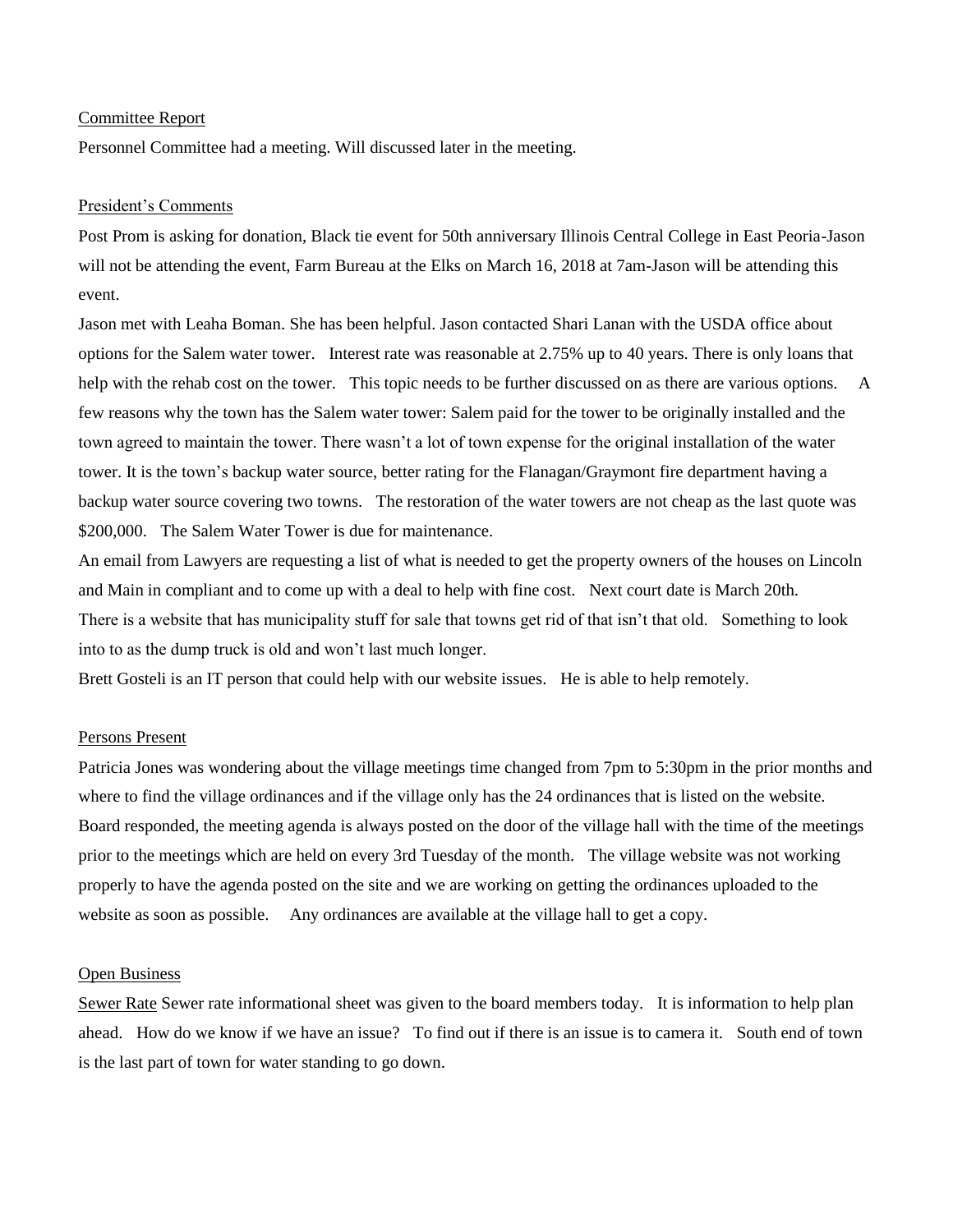<u>Committee Report</u>

Personnel Committee had a meeting. Will discussed later in the meeting.

<u>President's Comments</u>

Post Prom is asking for donation, Black tie event for 50th anniversary Illinois Central College in East Peoria-Jason will not be attending the event, Farm Bureau at the Elks on March 16, 2018 at 7am-Jason will be attending this event.

Jason met with Leaha Boman. She has been helpful. Jason contacted Shari Lanan with the USDA office about options for the Salem water tower. Interest rate was reasonable at 2.75% up to 40 years. There is only loans that help with the rehab cost on the tower. This topic needs to be further discussed on as there are various options. A few reasons why the town has the Salem water tower: Salem paid for the tower to be originally installed and the town agreed to maintain the tower. There wasn't a lot of town expense for the original installation of the water tower. It is the town's backup water source, better rating for the Flanagan/Graymont fire department having a backup water source covering two towns. The restoration of the water towers are not cheap as the last quote was $200,000. The Salem Water Tower is due for maintenance.

An email from Lawyers are requesting a list of what is needed to get the property owners of the houses on Lincoln and Main in compliant and to come up with a deal to help with fine cost. Next court date is March 20th.

There is a website that has municipality stuff for sale that towns get rid of that isn't that old. Something to look into to as the dump truck is old and won't last much longer.

Brett Gosteli is an IT person that could help with our website issues. He is able to help remotely.

<u>Persons Present</u>

Patricia Jones was wondering about the village meetings time changed from 7pm to 5:30pm in the prior months and where to find the village ordinances and if the village only has the 24 ordinances that is listed on the website. Board responded, the meeting agenda is always posted on the door of the village hall with the time of the meetings prior to the meetings which are held on every 3rd Tuesday of the month. The village website was not working properly to have the agenda posted on the site and we are working on getting the ordinances uploaded to the website as soon as possible. Any ordinances are available at the village hall to get a copy.

<u>Open Business</u>

<u>Sewer Rate</u> Sewer rate informational sheet was given to the board members today. It is information to help plan ahead. How do we know if we have an issue? To find out if there is an issue is to camera it. South end of town is the last part of town for water standing to go down.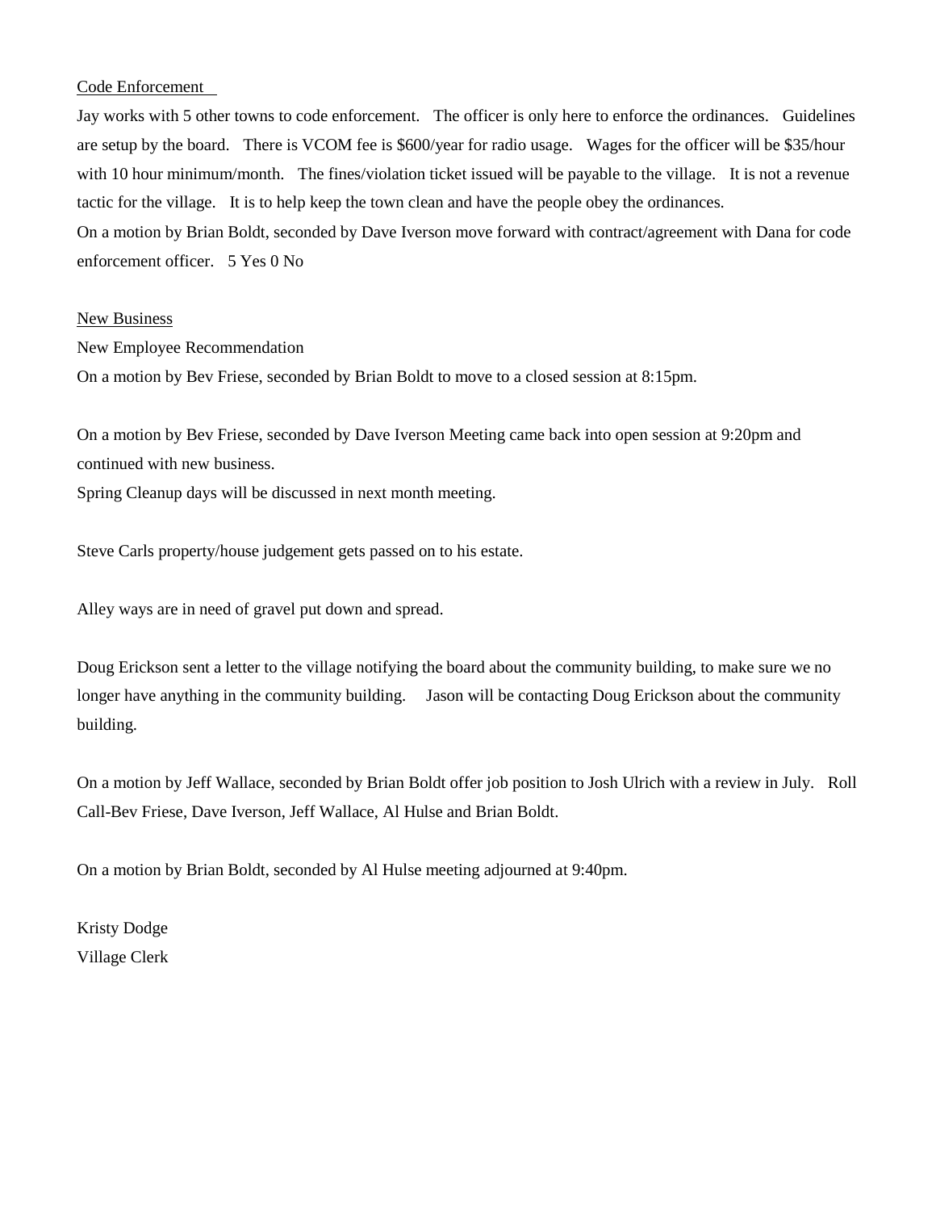Code Enforcement

Jay works with 5 other towns to code enforcement. The officer is only here to enforce the ordinances. Guidelines are setup by the board. There is VCOM fee is $600/year for radio usage. Wages for the officer will be $35/hour with 10 hour minimum/month. The fines/violation ticket issued will be payable to the village. It is not a revenue tactic for the village. It is to help keep the town clean and have the people obey the ordinances.
On a motion by Brian Boldt, seconded by Dave Iverson move forward with contract/agreement with Dana for code enforcement officer. 5 Yes 0 No

New Business

New Employee Recommendation
On a motion by Bev Friese, seconded by Brian Boldt to move to a closed session at 8:15pm.

On a motion by Bev Friese, seconded by Dave Iverson Meeting came back into open session at 9:20pm and continued with new business.
Spring Cleanup days will be discussed in next month meeting.

Steve Carls property/house judgement gets passed on to his estate.

Alley ways are in need of gravel put down and spread.

Doug Erickson sent a letter to the village notifying the board about the community building, to make sure we no longer have anything in the community building. Jason will be contacting Doug Erickson about the community building.

On a motion by Jeff Wallace, seconded by Brian Boldt offer job position to Josh Ulrich with a review in July. Roll Call-Bev Friese, Dave Iverson, Jeff Wallace, Al Hulse and Brian Boldt.

On a motion by Brian Boldt, seconded by Al Hulse meeting adjourned at 9:40pm.

Kristy Dodge
Village Clerk